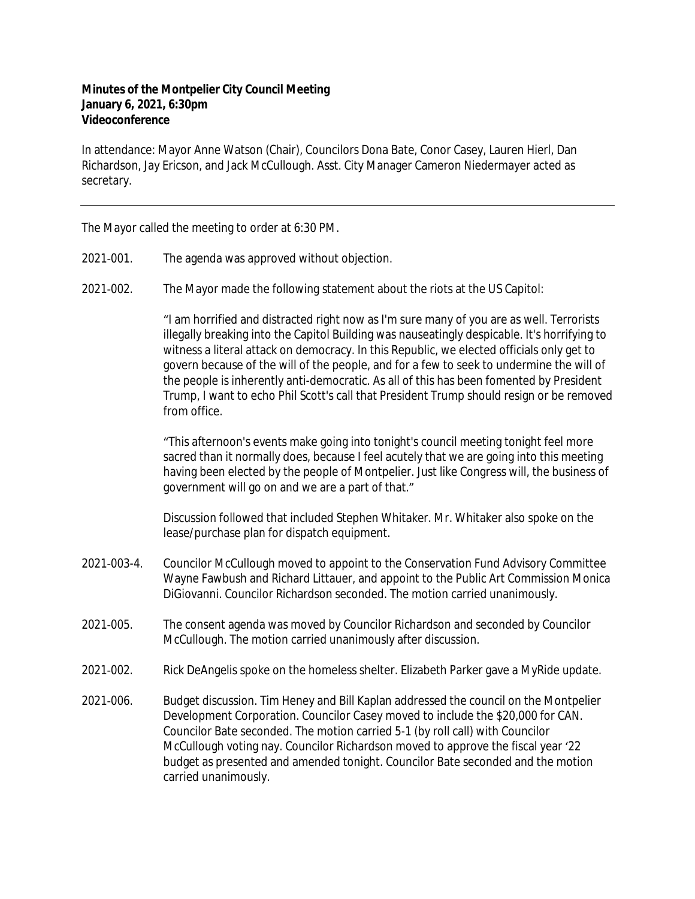**Minutes of the Montpelier City Council Meeting**
**January 6, 2021, 6:30pm**
**Videoconference**

In attendance: Mayor Anne Watson (Chair), Councilors Dona Bate, Conor Casey, Lauren Hierl, Dan Richardson, Jay Ericson, and Jack McCullough. Asst. City Manager Cameron Niedermayer acted as secretary.

---

The Mayor called the meeting to order at 6:30 PM.

2021-001. The agenda was approved without objection.

2021-002. The Mayor made the following statement about the riots at the US Capitol:

"I am horrified and distracted right now as I'm sure many of you are as well. Terrorists illegally breaking into the Capitol Building was nauseatingly despicable. It's horrifying to witness a literal attack on democracy. In this Republic, we elected officials only get to govern because of the will of the people, and for a few to seek to undermine the will of the people is inherently anti-democratic. As all of this has been fomented by President Trump, I want to echo Phil Scott's call that President Trump should resign or be removed from office.

"This afternoon's events make going into tonight's council meeting tonight feel more sacred than it normally does, because I feel acutely that we are going into this meeting having been elected by the people of Montpelier. Just like Congress will, the business of government will go on and we are a part of that."

Discussion followed that included Stephen Whitaker. Mr. Whitaker also spoke on the lease/purchase plan for dispatch equipment.

2021-003-4. Councilor McCullough moved to appoint to the Conservation Fund Advisory Committee Wayne Fawbush and Richard Littauer, and appoint to the Public Art Commission Monica DiGiovanni. Councilor Richardson seconded. The motion carried unanimously.

2021-005. The consent agenda was moved by Councilor Richardson and seconded by Councilor McCullough. The motion carried unanimously after discussion.

2021-002. Rick DeAngelis spoke on the homeless shelter. Elizabeth Parker gave a MyRide update.

2021-006. Budget discussion. Tim Heney and Bill Kaplan addressed the council on the Montpelier Development Corporation. Councilor Casey moved to include the $20,000 for CAN. Councilor Bate seconded. The motion carried 5-1 (by roll call) with Councilor McCullough voting nay. Councilor Richardson moved to approve the fiscal year '22 budget as presented and amended tonight. Councilor Bate seconded and the motion carried unanimously.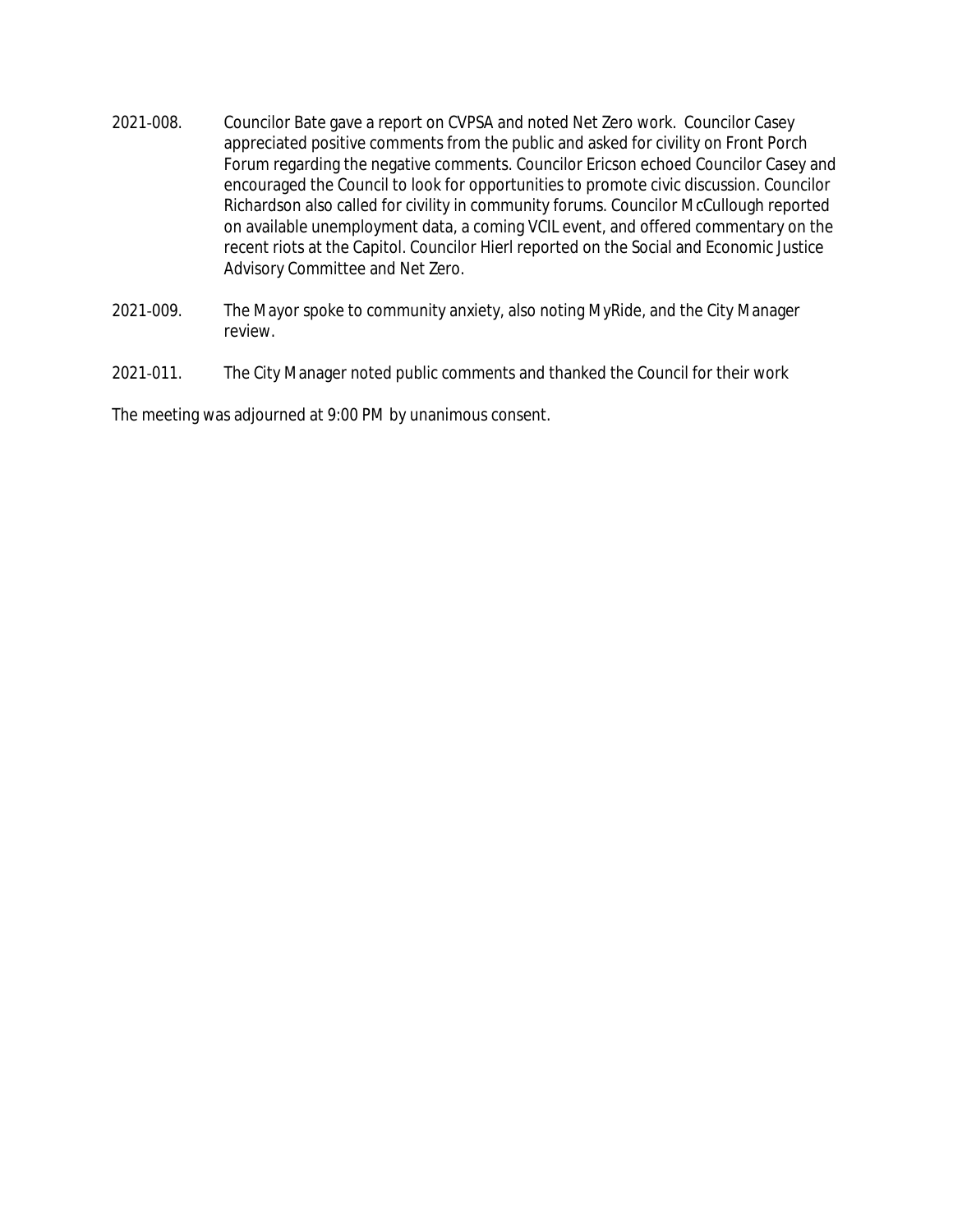2021-008. Councilor Bate gave a report on CVPSA and noted Net Zero work. Councilor Casey appreciated positive comments from the public and asked for civility on Front Porch Forum regarding the negative comments. Councilor Ericson echoed Councilor Casey and encouraged the Council to look for opportunities to promote civic discussion. Councilor Richardson also called for civility in community forums. Councilor McCullough reported on available unemployment data, a coming VCIL event, and offered commentary on the recent riots at the Capitol. Councilor Hierl reported on the Social and Economic Justice Advisory Committee and Net Zero.

2021-009. The Mayor spoke to community anxiety, also noting MyRide, and the City Manager review.

2021-011. The City Manager noted public comments and thanked the Council for their work

The meeting was adjourned at 9:00 PM by unanimous consent.